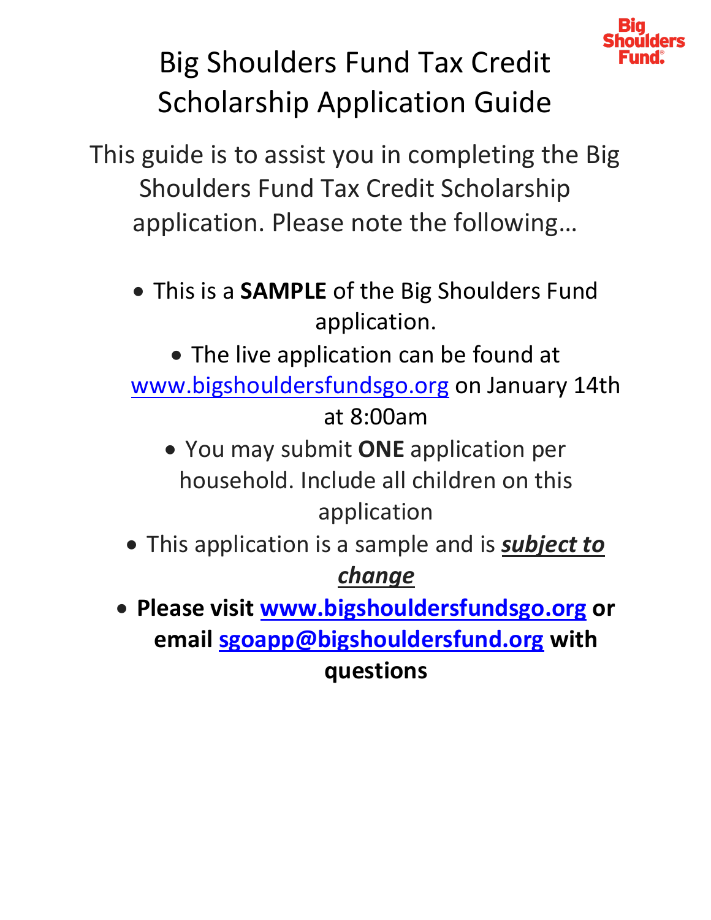# Big Shoulders Fund Tax Credit Scholarship Application Guide

This guide is to assist you in completing the Big Shoulders Fund Tax Credit Scholarship application. Please note the following…

- This is a **SAMPLE** of the Big Shoulders Fund application.
- The live application can be found at www.bigshouldersfundsgo.org on January 14th at 8:00am
- You may submit **ONE** application per household. Include all children on this application
- This application is a sample and is ***subject to change***
- **Please visit www.bigshouldersfundsgo.org or email sgoapp@bigshouldersfund.org with questions**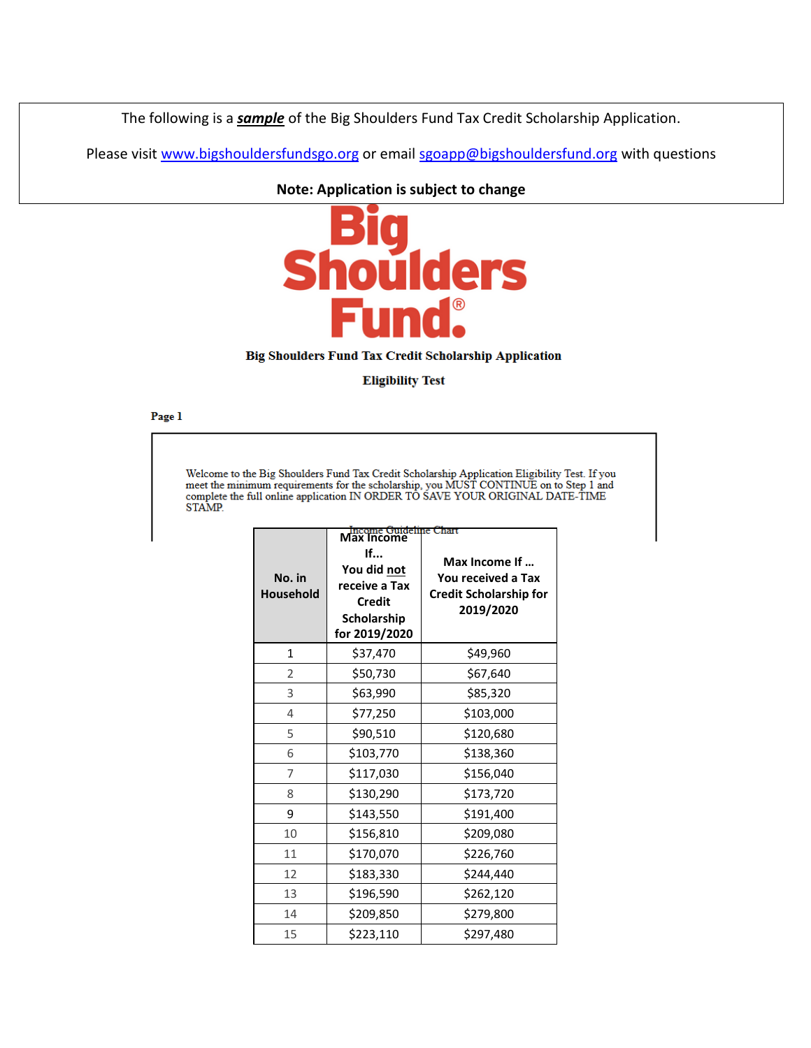The following is a ***sample*** of the Big Shoulders Fund Tax Credit Scholarship Application.

Please visit [www.bigshouldersfundsgo.org](http://www.bigshouldersfundsgo.org) or email [sgoapp@bigshouldersfund.org](mailto:sgoapp@bigshouldersfund.org) with questions

**Note: Application is subject to change**

# Big Shoulders Fund®

**Big Shoulders Fund Tax Credit Scholarship Application**

**Eligibility Test**

**Page 1**

Welcome to the Big Shoulders Fund Tax Credit Scholarship Application Eligibility Test. If you meet the minimum requirements for the scholarship, you MUST CONTINUE on to Step 1 and complete the full online application IN ORDER TO SAVE YOUR ORIGINAL DATE-TIME STAMP.

Income Guideline Chart

| No. in Household | Max Income If... You did <u>not</u> receive a Tax Credit Scholarship for 2019/2020 | Max Income If ... You received a Tax Credit Scholarship for 2019/2020 |
|---|---|---|
| 1 | $37,470 | $49,960 |
| 2 | $50,730 | $67,640 |
| 3 | $63,990 | $85,320 |
| 4 | $77,250 | $103,000 |
| 5 | $90,510 | $120,680 |
| 6 | $103,770 | $138,360 |
| 7 | $117,030 | $156,040 |
| 8 | $130,290 | $173,720 |
| 9 | $143,550 | $191,400 |
| 10 | $156,810 | $209,080 |
| 11 | $170,070 | $226,760 |
| 12 | $183,330 | $244,440 |
| 13 | $196,590 | $262,120 |
| 14 | $209,850 | $279,800 |
| 15 | $223,110 | $297,480 |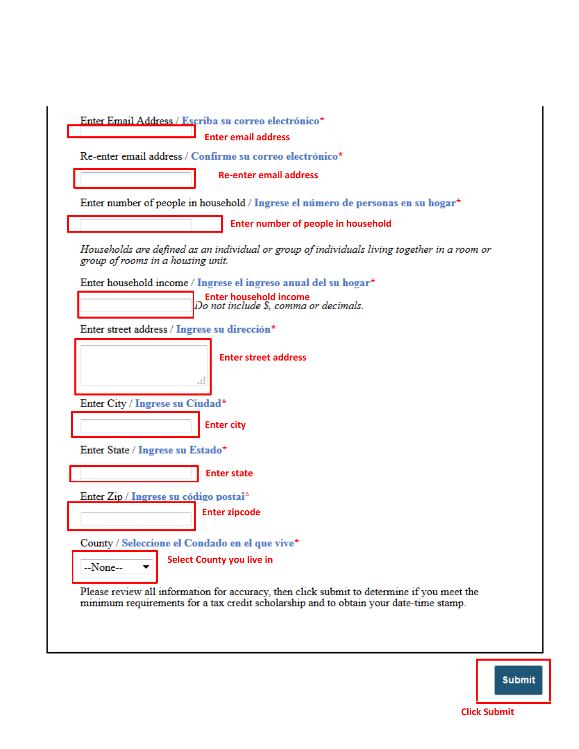Enter Email Address / Escriba su correo electrónico*

Enter email address

Re-enter email address / Confirme su correo electrónico*

Re-enter email address

Enter number of people in household / Ingrese el número de personas en su hogar*

Enter number of people in household

*Households are defined as an individual or group of individuals living together in a room or group of rooms in a housing unit.*

Enter household income / Ingrese el ingreso anual del su hogar*

Enter household income

*Do not include $, comma or decimals.*

Enter street address / Ingrese su dirección*

Enter street address

Enter City / Ingrese su Ciudad*

Enter city

Enter State / Ingrese su Estado*

Enter state

Enter Zip / Ingrese su código postal*

Enter zipcode

County / Seleccione el Condado en el que vive*

--None--

Select County you live in

Please review all information for accuracy, then click submit to determine if you meet the minimum requirements for a tax credit scholarship and to obtain your date-time stamp.

Submit

Click Submit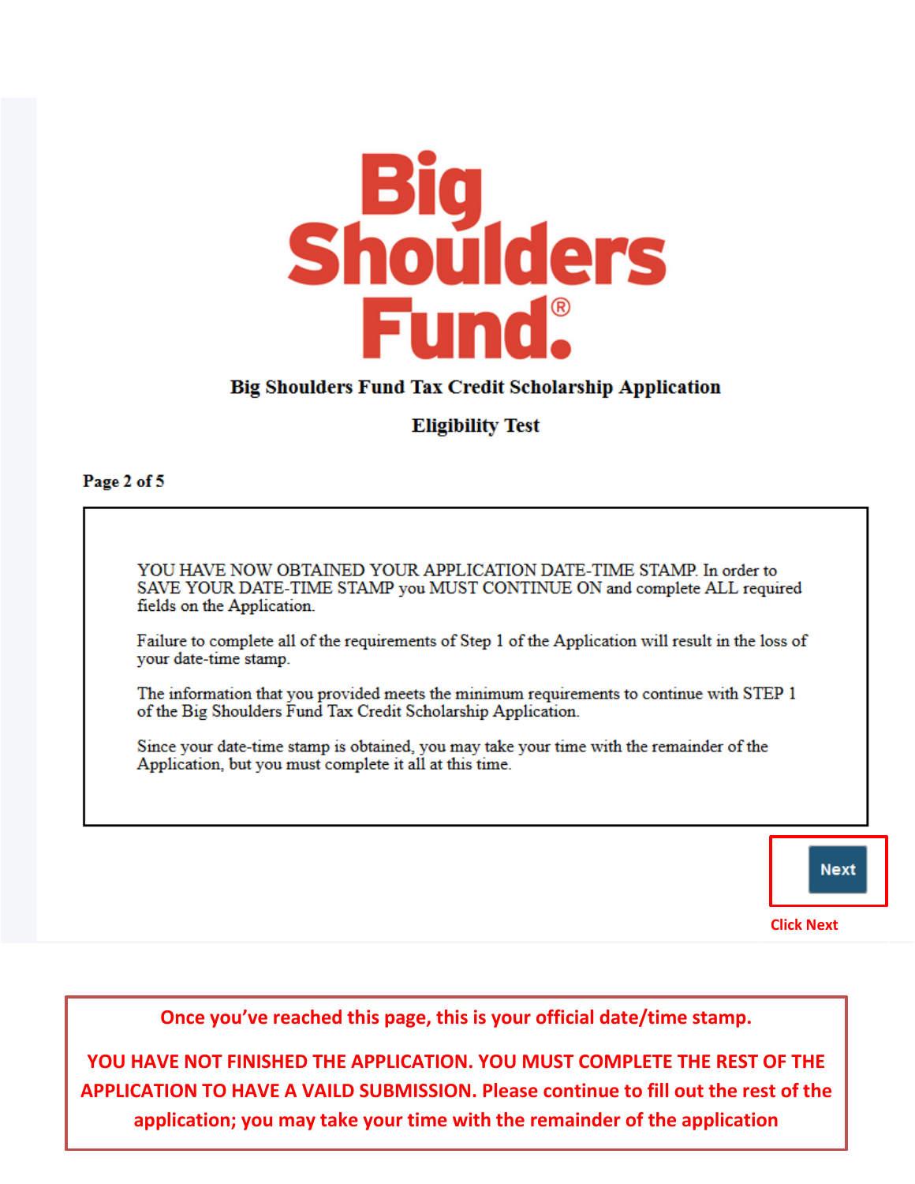# Big Shoulders Fund.®

**Big Shoulders Fund Tax Credit Scholarship Application**

**Eligibility Test**

**Page 2 of 5**

YOU HAVE NOW OBTAINED YOUR APPLICATION DATE-TIME STAMP. In order to SAVE YOUR DATE-TIME STAMP you MUST CONTINUE ON and complete ALL required fields on the Application.

Failure to complete all of the requirements of Step 1 of the Application will result in the loss of your date-time stamp.

The information that you provided meets the minimum requirements to continue with STEP 1 of the Big Shoulders Fund Tax Credit Scholarship Application.

Since your date-time stamp is obtained, you may take your time with the remainder of the Application, but you must complete it all at this time.

Next

Click Next

**Once you've reached this page, this is your official date/time stamp.**

**YOU HAVE NOT FINISHED THE APPLICATION. YOU MUST COMPLETE THE REST OF THE APPLICATION TO HAVE A VAILD SUBMISSION. Please continue to fill out the rest of the application; you may take your time with the remainder of the application**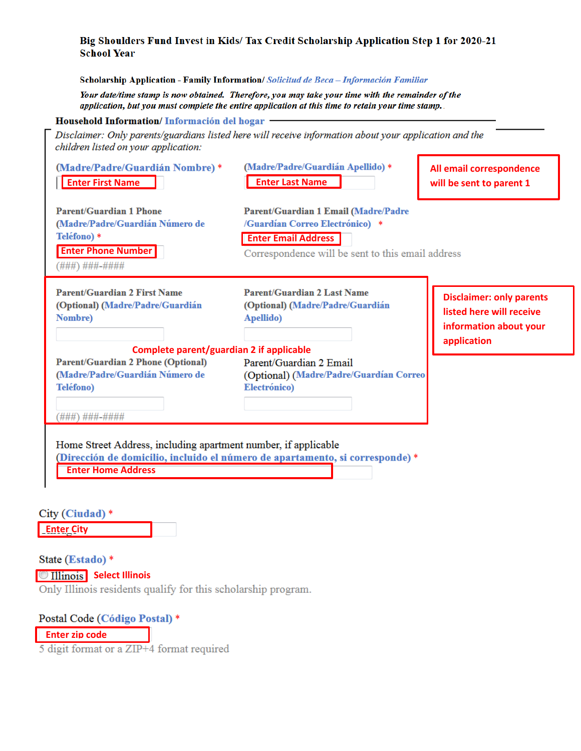**Big Shoulders Fund Invest in Kids/ Tax Credit Scholarship Application Step 1 for 2020-21 School Year**

**Scholarship Application - Family Information/** *Solicitud de Beca – Información Familiar*

***Your date/time stamp is now obtained. Therefore, you may take your time with the remainder of the application, but you must complete the entire application at this time to retain your time stamp.***

**Household Information/** Información del hogar

*Disclaimer: Only parents/guardians listed here will receive information about your application and the children listed on your application:*

(Madre/Padre/Guardián Nombre) *

Enter First Name

(Madre/Padre/Guardián Apellido) *

Enter Last Name

All email correspondence will be sent to parent 1

Parent/Guardian 1 Phone (Madre/Padre/Guardián Número de Teléfono) *

Enter Phone Number

(###) ###-####

Parent/Guardian 1 Email (Madre/Padre /Guardían Correo Electrónico) *

Enter Email Address

Correspondence will be sent to this email address

Parent/Guardian 2 First Name (Optional) (Madre/Padre/Guardián Nombre)

Parent/Guardian 2 Last Name (Optional) (Madre/Padre/Guardián Apellido)

Complete parent/guardian 2 if applicable

Parent/Guardian 2 Phone (Optional) (Madre/Padre/Guardián Número de Teléfono)

(###) ###-####

Parent/Guardian 2 Email (Optional) (Madre/Padre/Guardían Correo Electrónico)

Disclaimer: only parents listed here will receive information about your application

Home Street Address, including apartment number, if applicable (Dirección de domicilio, incluido el número de apartamento, si corresponde) *

Enter Home Address

City (Ciudad) *

Enter City

State (Estado) *

Illinois — Select Illinois

Only Illinois residents qualify for this scholarship program.

Postal Code (Código Postal) *

Enter zip code

5 digit format or a ZIP+4 format required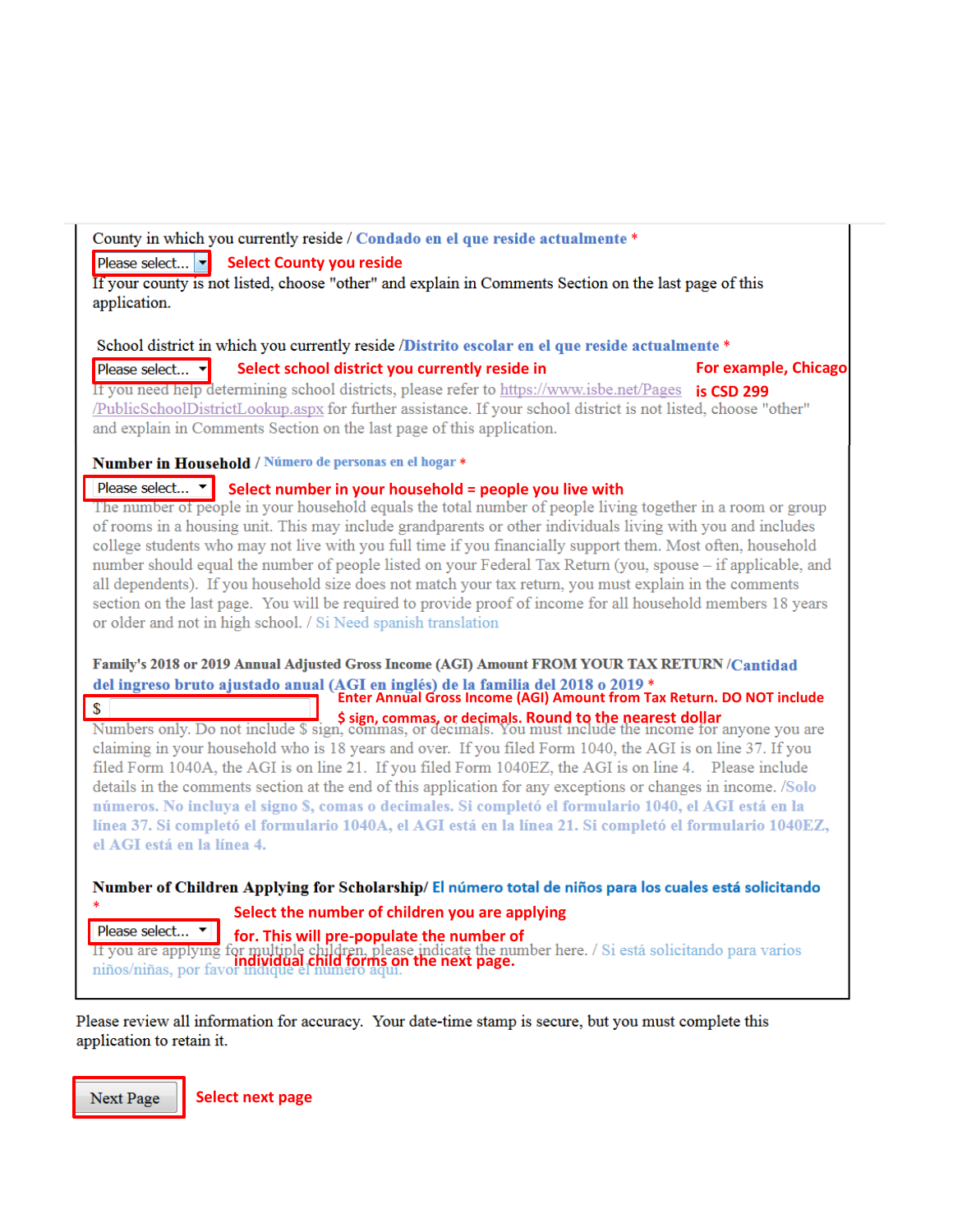County in which you currently reside / **Condado en el que reside actualmente** *

[Please select... ▾] **Select County you reside**

If your county is not listed, choose "other" and explain in Comments Section on the last page of this application.

School district in which you currently reside /**Distrito escolar en el que reside actualmente** *

[Please select... ▾] **Select school district you currently reside in** **For example, Chicago is CSD 299**

If you need help determining school districts, please refer to https://www.isbe.net/Pages/PublicSchoolDistrictLookup.aspx for further assistance. If your school district is not listed, choose "other" and explain in Comments Section on the last page of this application.

**Number in Household** / **Número de personas en el hogar** *

[Please select... ▾] **Select number in your household = people you live with**

The number of people in your household equals the total number of people living together in a room or group of rooms in a housing unit. This may include grandparents or other individuals living with you and includes college students who may not live with you full time if you financially support them. Most often, household number should equal the number of people listed on your Federal Tax Return (you, spouse – if applicable, and all dependents). If you household size does not match your tax return, you must explain in the comments section on the last page. You will be required to provide proof of income for all household members 18 years or older and not in high school. / Si Need spanish translation

**Family's 2018 or 2019 Annual Adjusted Gross Income (AGI) Amount FROM YOUR TAX RETURN** /**Cantidad del ingreso bruto ajustado anual (AGI en inglés) de la familia del 2018 o 2019** *

[$ ] **Enter Annual Gross Income (AGI) Amount from Tax Return. DO NOT include $ sign, commas, or decimals. Round to the nearest dollar**

Numbers only. Do not include $ sign, commas, or decimals. You must include the income for anyone you are claiming in your household who is 18 years and over. If you filed Form 1040, the AGI is on line 37. If you filed Form 1040A, the AGI is on line 21. If you filed Form 1040EZ, the AGI is on line 4. Please include details in the comments section at the end of this application for any exceptions or changes in income. /**Solo números. No incluya el signo $, comas o decimales. Si completó el formulario 1040, el AGI está en la línea 37. Si completó el formulario 1040A, el AGI está en la línea 21. Si completó el formulario 1040EZ, el AGI está en la línea 4.**

**Number of Children Applying for Scholarship**/ **El número total de niños para los cuales está solicitando** *

[Please select... ▾] **Select the number of children you are applying for. This will pre-populate the number of individual child forms on the next page.**

If you are applying for multiple children, please indicate the number here. / Si está solicitando para varios niños/niñas, por favor indique el número aquí.

Please review all information for accuracy. Your date-time stamp is secure, but you must complete this application to retain it.

[Next Page] **Select next page**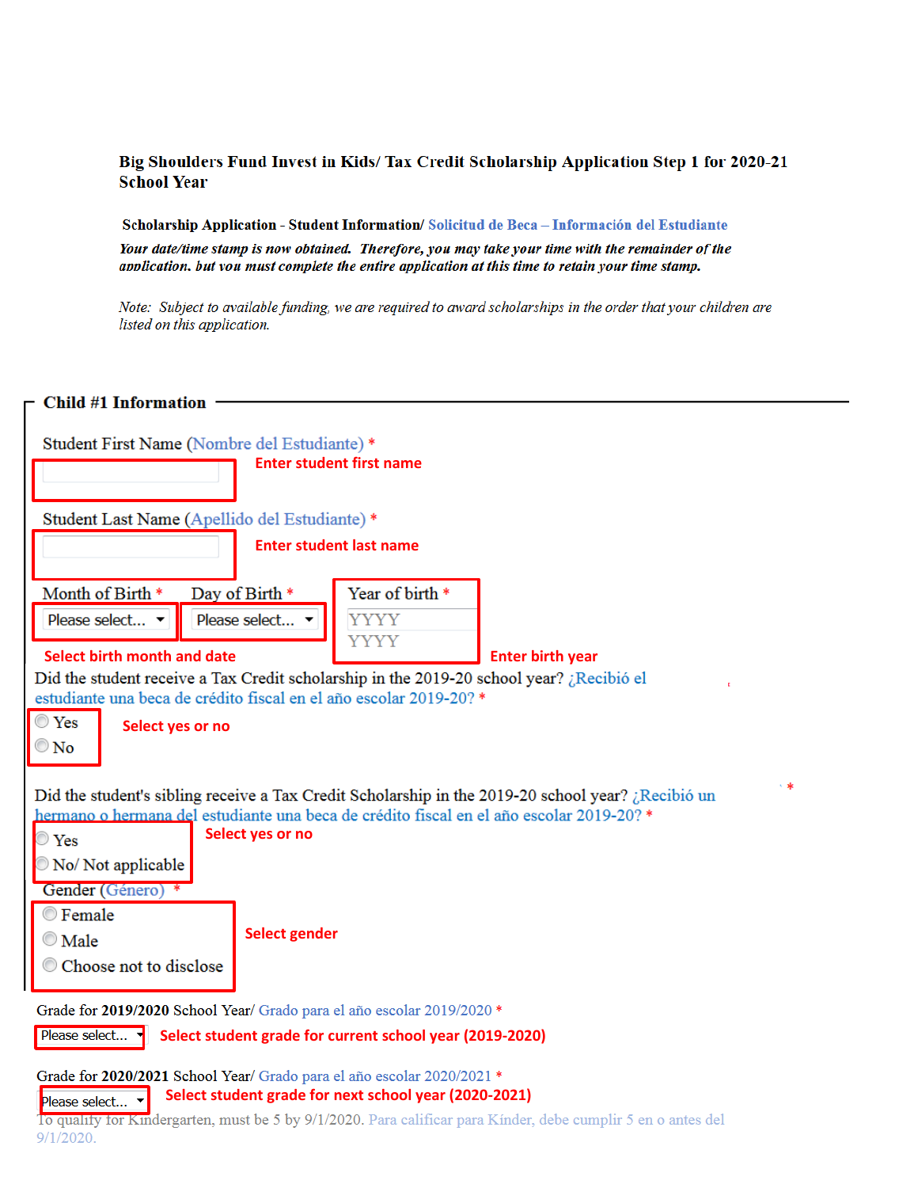**Big Shoulders Fund Invest in Kids/ Tax Credit Scholarship Application Step 1 for 2020-21 School Year**

**Scholarship Application - Student Information/ Solicitud de Beca – Información del Estudiante**

***Your date/time stamp is now obtained. Therefore, you may take your time with the remainder of the application, but you must complete the entire application at this time to retain your time stamp.***

*Note: Subject to available funding, we are required to award scholarships in the order that your children are listed on this application.*

## Child #1 Information

Student First Name (Nombre del Estudiante) *

Enter student first name

Student Last Name (Apellido del Estudiante) *

Enter student last name

Month of Birth * Please select...

Day of Birth * Please select...

Year of birth * YYYY YYYY

Select birth month and date

Enter birth year

Did the student receive a Tax Credit scholarship in the 2019-20 school year? ¿Recibió el estudiante una beca de crédito fiscal en el año escolar 2019-20? *

- Yes
- No

Select yes or no

Did the student's sibling receive a Tax Credit Scholarship in the 2019-20 school year? ¿Recibió un hermano o hermana del estudiante una beca de crédito fiscal en el año escolar 2019-20? *

- Yes
- No/ Not applicable

Select yes or no

Gender (Género) *

- Female
- Male
- Choose not to disclose

Select gender

Grade for **2019/2020** School Year/ Grado para el año escolar 2019/2020 *

Please select...

Select student grade for current school year (2019-2020)

Grade for **2020/2021** School Year/ Grado para el año escolar 2020/2021 *

Please select...

Select student grade for next school year (2020-2021)

To qualify for Kindergarten, must be 5 by 9/1/2020. Para calificar para Kínder, debe cumplir 5 en o antes del 9/1/2020.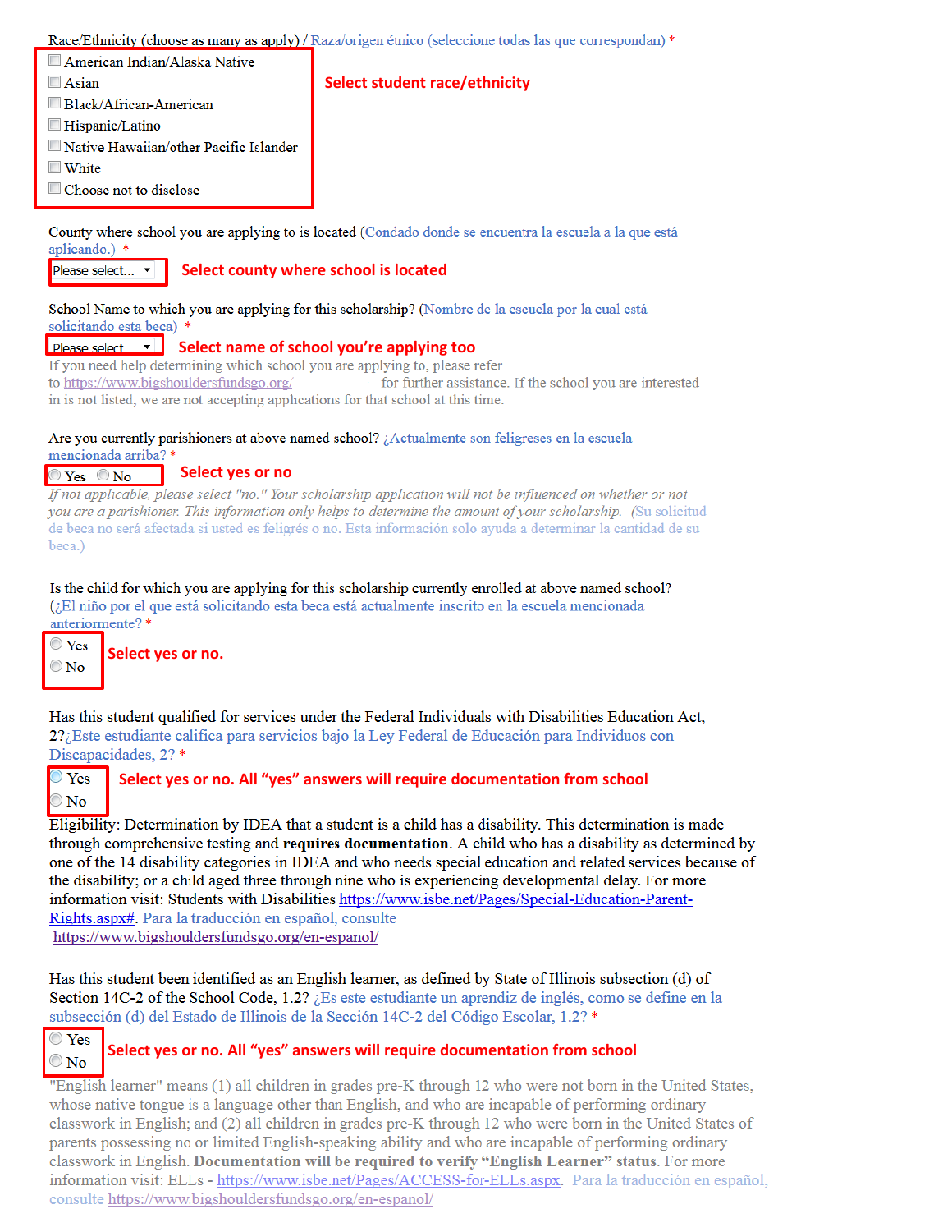Race/Ethnicity (choose as many as apply) / Raza/origen étnico (seleccione todas las que correspondan) *

- ☐ American Indian/Alaska Native
- ☐ Asian
- ☐ Black/African-American
- ☐ Hispanic/Latino
- ☐ Native Hawaiian/other Pacific Islander
- ☐ White
- ☐ Choose not to disclose

**Select student race/ethnicity**

County where school you are applying to is located (Condado donde se encuentra la escuela a la que está aplicando.) *

Please select... ▾ **Select county where school is located**

School Name to which you are applying for this scholarship? (Nombre de la escuela por la cual está solicitando esta beca) *

Please select... ▾ **Select name of school you're applying too**

If you need help determining which school you are applying to, please refer to https://www.bigshouldersfundsgo.org/ for further assistance. If the school you are interested in is not listed, we are not accepting applications for that school at this time.

Are you currently parishioners at above named school? ¿Actualmente son feligreses en la escuela mencionada arriba? *

○ Yes ○ No **Select yes or no**

*If not applicable, please select "no." Your scholarship application will not be influenced on whether or not you are a parishioner. This information only helps to determine the amount of your scholarship.* (Su solicitud de beca no será afectada si usted es feligrés o no. Esta información solo ayuda a determinar la cantidad de su beca.)

Is the child for which you are applying for this scholarship currently enrolled at above named school? (¿El niño por el que está solicitando esta beca está actualmente inscrito en la escuela mencionada anteriormente? *

○ Yes
○ No

**Select yes or no.**

Has this student qualified for services under the Federal Individuals with Disabilities Education Act, 2?¿Este estudiante califica para servicios bajo la Ley Federal de Educación para Individuos con Discapacidades, 2? *

○ Yes
○ No

**Select yes or no. All "yes" answers will require documentation from school**

Eligibility: Determination by IDEA that a student is a child has a disability. This determination is made through comprehensive testing and **requires documentation**. A child who has a disability as determined by one of the 14 disability categories in IDEA and who needs special education and related services because of the disability; or a child aged three through nine who is experiencing developmental delay. For more information visit: Students with Disabilities https://www.isbe.net/Pages/Special-Education-Parent-Rights.aspx#. Para la traducción en español, consulte https://www.bigshouldersfundsgo.org/en-espanol/

Has this student been identified as an English learner, as defined by State of Illinois subsection (d) of Section 14C-2 of the School Code, 1.2? ¿Es este estudiante un aprendiz de inglés, como se define en la subsección (d) del Estado de Illinois de la Sección 14C-2 del Código Escolar, 1.2? *

○ Yes
○ No

**Select yes or no. All "yes" answers will require documentation from school**

"English learner" means (1) all children in grades pre-K through 12 who were not born in the United States, whose native tongue is a language other than English, and who are incapable of performing ordinary classwork in English; and (2) all children in grades pre-K through 12 who were born in the United States of parents possessing no or limited English-speaking ability and who are incapable of performing ordinary classwork in English. **Documentation will be required to verify "English Learner" status.** For more information visit: ELLs - https://www.isbe.net/Pages/ACCESS-for-ELLs.aspx. Para la traducción en español, consulte https://www.bigshouldersfundsgo.org/en-espanol/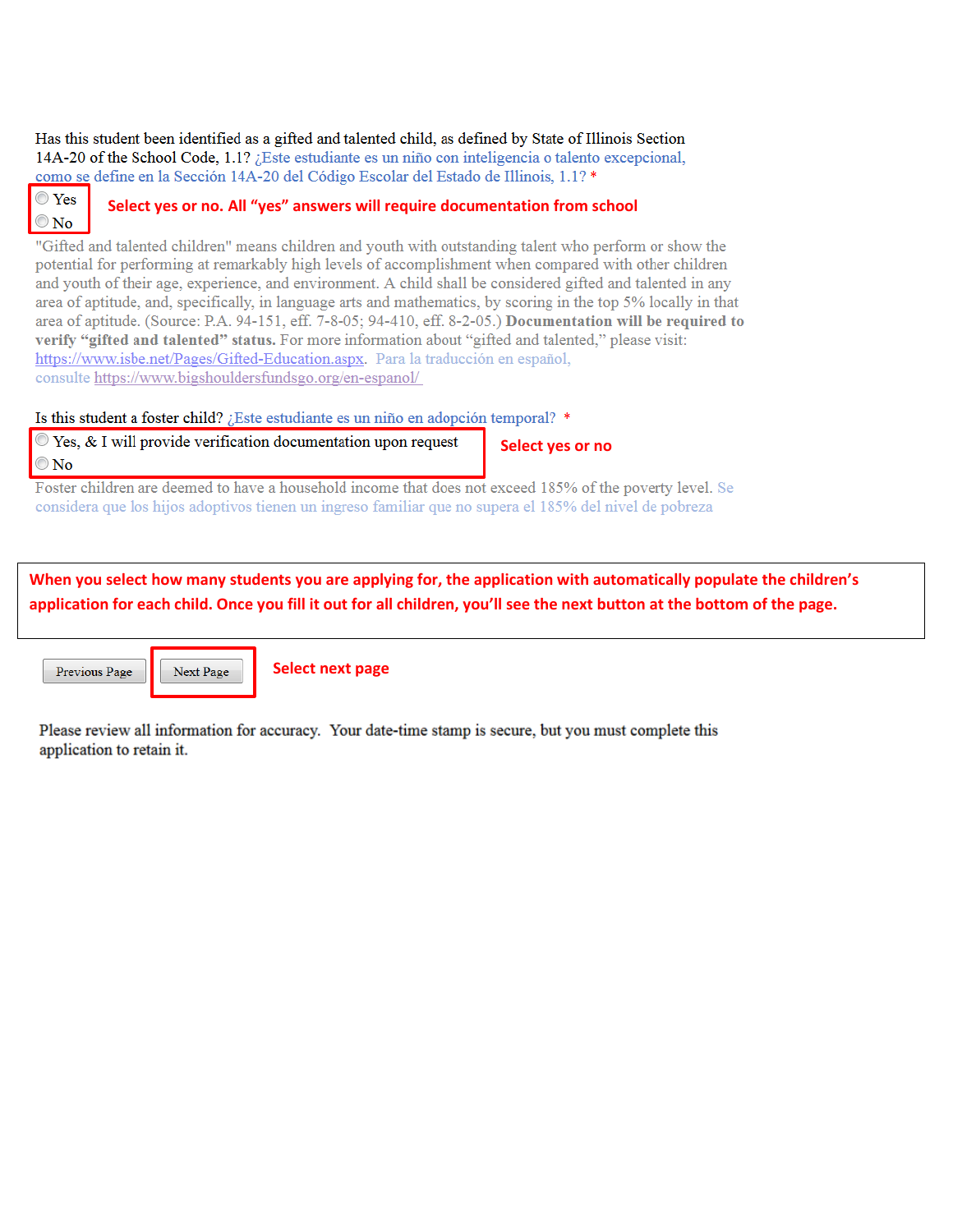Has this student been identified as a gifted and talented child, as defined by State of Illinois Section 14A-20 of the School Code, 1.1? ¿Este estudiante es un niño con inteligencia o talento excepcional, como se define en la Sección 14A-20 del Código Escolar del Estado de Illinois, 1.1? *

- Yes
- No

**Select yes or no. All "yes" answers will require documentation from school**

"Gifted and talented children" means children and youth with outstanding talent who perform or show the potential for performing at remarkably high levels of accomplishment when compared with other children and youth of their age, experience, and environment. A child shall be considered gifted and talented in any area of aptitude, and, specifically, in language arts and mathematics, by scoring in the top 5% locally in that area of aptitude. (Source: P.A. 94-151, eff. 7-8-05; 94-410, eff. 8-2-05.) **Documentation will be required to verify "gifted and talented" status.** For more information about "gifted and talented," please visit: https://www.isbe.net/Pages/Gifted-Education.aspx. Para la traducción en español, consulte https://www.bigshouldersfundsgo.org/en-espanol/

Is this student a foster child? ¿Este estudiante es un niño en adopción temporal? *

- Yes, & I will provide verification documentation upon request
- No

**Select yes or no**

Foster children are deemed to have a household income that does not exceed 185% of the poverty level. Se considera que los hijos adoptivos tienen un ingreso familiar que no supera el 185% del nivel de pobreza

**When you select how many students you are applying for, the application with automatically populate the children's application for each child. Once you fill it out for all children, you'll see the next button at the bottom of the page.**

Previous Page | Next Page

**Select next page**

Please review all information for accuracy. Your date-time stamp is secure, but you must complete this application to retain it.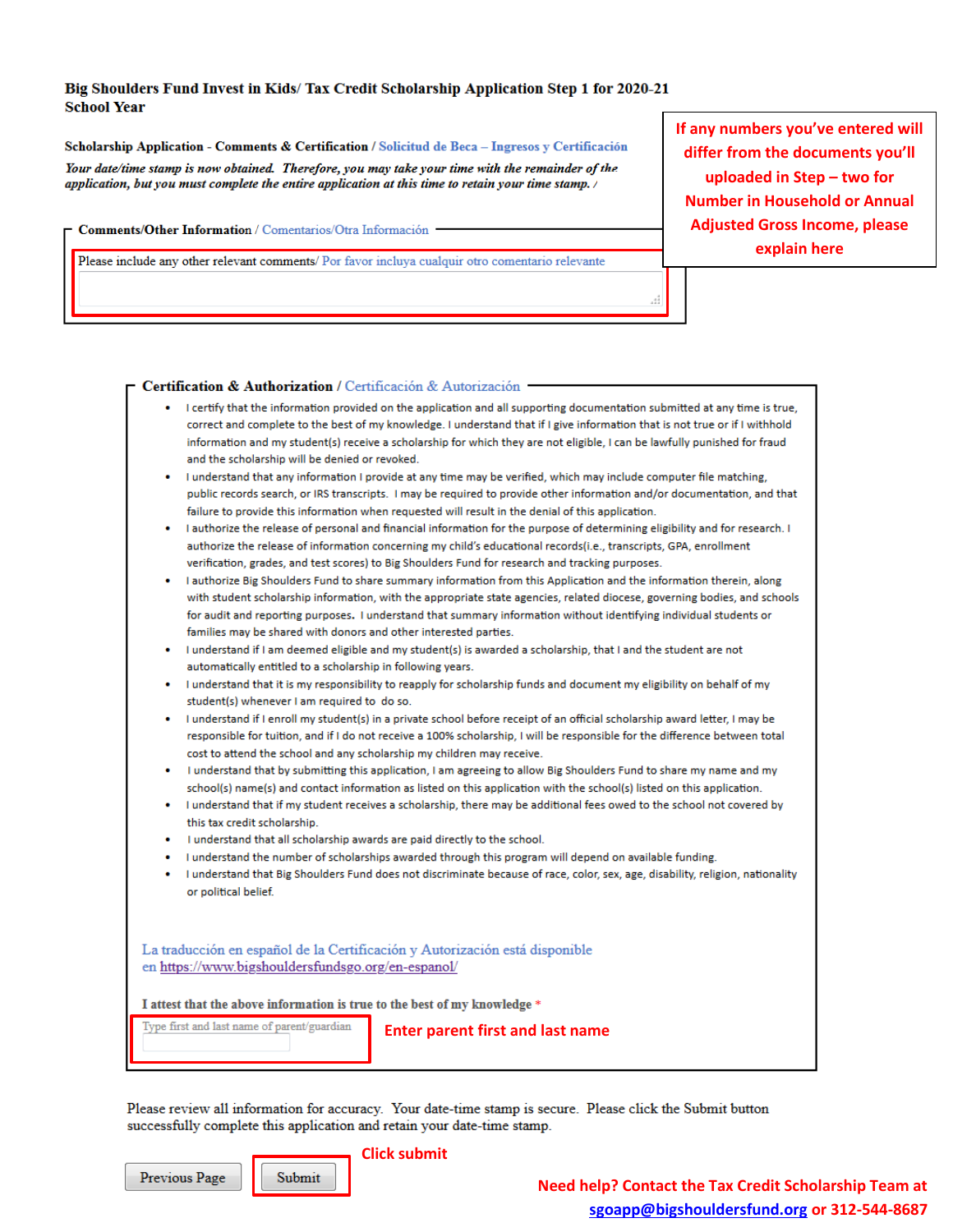**Big Shoulders Fund Invest in Kids/ Tax Credit Scholarship Application Step 1 for 2020-21 School Year**

**Scholarship Application - Comments & Certification** / Solicitud de Beca – Ingresos y Certificación

*Your date/time stamp is now obtained. Therefore, you may take your time with the remainder of the application, but you must complete the entire application at this time to retain your time stamp. /*

**If any numbers you've entered will differ from the documents you'll uploaded in Step – two for Number in Household or Annual Adjusted Gross Income, please explain here**

**Comments/Other Information** / Comentarios/Otra Información

Please include any other relevant comments/ Por favor incluya cualquir otro comentario relevante

**Certification & Authorization** / Certificación & Autorización

- I certify that the information provided on the application and all supporting documentation submitted at any time is true, correct and complete to the best of my knowledge. I understand that if I give information that is not true or if I withhold information and my student(s) receive a scholarship for which they are not eligible, I can be lawfully punished for fraud and the scholarship will be denied or revoked.
- I understand that any information I provide at any time may be verified, which may include computer file matching, public records search, or IRS transcripts. I may be required to provide other information and/or documentation, and that failure to provide this information when requested will result in the denial of this application.
- I authorize the release of personal and financial information for the purpose of determining eligibility and for research. I authorize the release of information concerning my child's educational records(i.e., transcripts, GPA, enrollment verification, grades, and test scores) to Big Shoulders Fund for research and tracking purposes.
- I authorize Big Shoulders Fund to share summary information from this Application and the information therein, along with student scholarship information, with the appropriate state agencies, related diocese, governing bodies, and schools for audit and reporting purposes. I understand that summary information without identifying individual students or families may be shared with donors and other interested parties.
- I understand if I am deemed eligible and my student(s) is awarded a scholarship, that I and the student are not automatically entitled to a scholarship in following years.
- I understand that it is my responsibility to reapply for scholarship funds and document my eligibility on behalf of my student(s) whenever I am required to do so.
- I understand if I enroll my student(s) in a private school before receipt of an official scholarship award letter, I may be responsible for tuition, and if I do not receive a 100% scholarship, I will be responsible for the difference between total cost to attend the school and any scholarship my children may receive.
- I understand that by submitting this application, I am agreeing to allow Big Shoulders Fund to share my name and my school(s) name(s) and contact information as listed on this application with the school(s) listed on this application.
- I understand that if my student receives a scholarship, there may be additional fees owed to the school not covered by this tax credit scholarship.
- I understand that all scholarship awards are paid directly to the school.
- I understand the number of scholarships awarded through this program will depend on available funding.
- I understand that Big Shoulders Fund does not discriminate because of race, color, sex, age, disability, religion, nationality or political belief.

La traducción en español de la Certificación y Autorización está disponible en https://www.bigshouldersfundsgo.org/en-espanol/

**I attest that the above information is true to the best of my knowledge** *

Type first and last name of parent/guardian

**Enter parent first and last name**

Please review all information for accuracy. Your date-time stamp is secure. Please click the Submit button successfully complete this application and retain your date-time stamp.

**Click submit**

Previous Page | Submit

**Need help? Contact the Tax Credit Scholarship Team at sgoapp@bigshouldersfund.org or 312-544-8687**